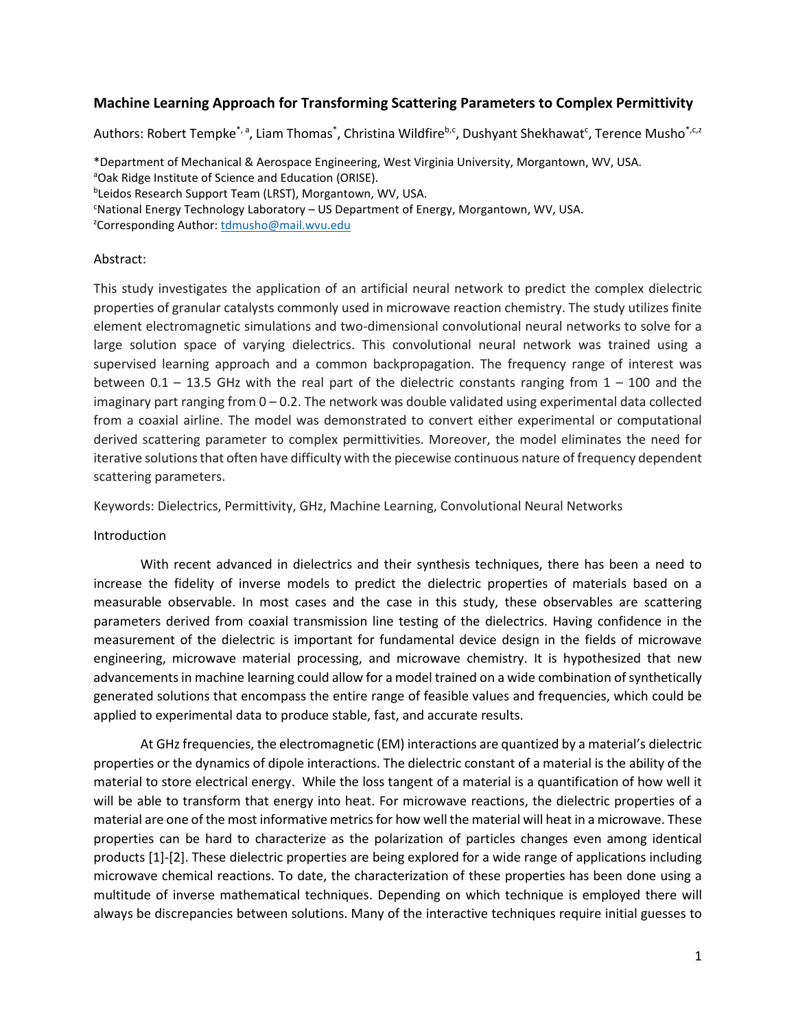# Machine Learning Approach for Transforming Scattering Parameters to Complex Permittivity

Authors: Robert Tempke[*, a], Liam Thomas[*], Christina Wildfire[b,c], Dushyant Shekhawat[c], Terence Musho[*,c,z]

[*]Department of Mechanical & Aerospace Engineering, West Virginia University, Morgantown, WV, USA.
[a]Oak Ridge Institute of Science and Education (ORISE).
[b]Leidos Research Support Team (LRST), Morgantown, WV, USA.
[c]National Energy Technology Laboratory – US Department of Energy, Morgantown, WV, USA.
[z]Corresponding Author: tdmusho@mail.wvu.edu

Abstract:

This study investigates the application of an artificial neural network to predict the complex dielectric properties of granular catalysts commonly used in microwave reaction chemistry. The study utilizes finite element electromagnetic simulations and two-dimensional convolutional neural networks to solve for a large solution space of varying dielectrics. This convolutional neural network was trained using a supervised learning approach and a common backpropagation. The frequency range of interest was between 0.1 – 13.5 GHz with the real part of the dielectric constants ranging from 1 – 100 and the imaginary part ranging from 0 – 0.2. The network was double validated using experimental data collected from a coaxial airline. The model was demonstrated to convert either experimental or computational derived scattering parameter to complex permittivities. Moreover, the model eliminates the need for iterative solutions that often have difficulty with the piecewise continuous nature of frequency dependent scattering parameters.

Keywords: Dielectrics, Permittivity, GHz, Machine Learning, Convolutional Neural Networks

## Introduction

With recent advanced in dielectrics and their synthesis techniques, there has been a need to increase the fidelity of inverse models to predict the dielectric properties of materials based on a measurable observable. In most cases and the case in this study, these observables are scattering parameters derived from coaxial transmission line testing of the dielectrics. Having confidence in the measurement of the dielectric is important for fundamental device design in the fields of microwave engineering, microwave material processing, and microwave chemistry. It is hypothesized that new advancements in machine learning could allow for a model trained on a wide combination of synthetically generated solutions that encompass the entire range of feasible values and frequencies, which could be applied to experimental data to produce stable, fast, and accurate results.

At GHz frequencies, the electromagnetic (EM) interactions are quantized by a material's dielectric properties or the dynamics of dipole interactions. The dielectric constant of a material is the ability of the material to store electrical energy. While the loss tangent of a material is a quantification of how well it will be able to transform that energy into heat. For microwave reactions, the dielectric properties of a material are one of the most informative metrics for how well the material will heat in a microwave. These properties can be hard to characterize as the polarization of particles changes even among identical products [1]-[2]. These dielectric properties are being explored for a wide range of applications including microwave chemical reactions. To date, the characterization of these properties has been done using a multitude of inverse mathematical techniques. Depending on which technique is employed there will always be discrepancies between solutions. Many of the interactive techniques require initial guesses to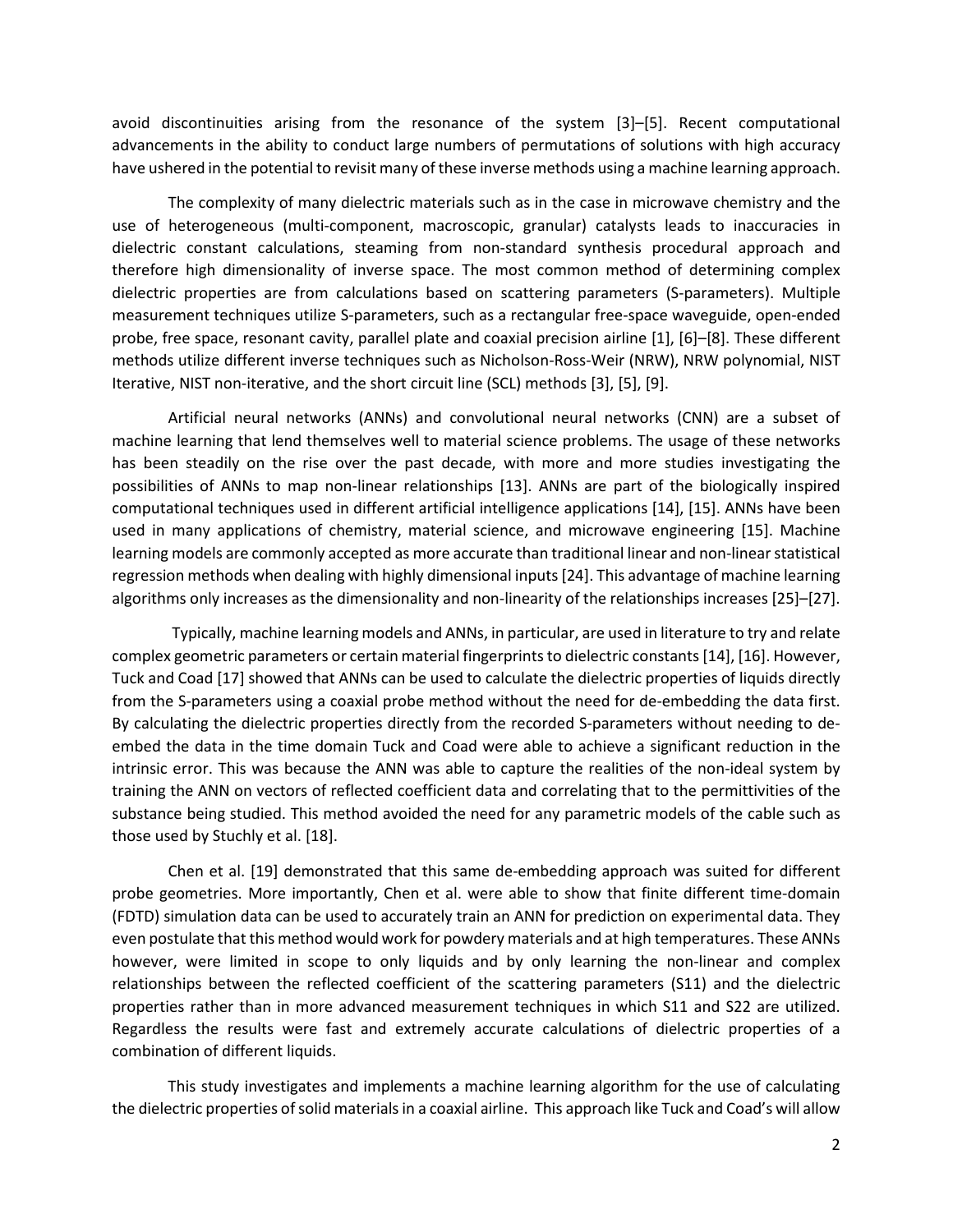avoid discontinuities arising from the resonance of the system [3]–[5]. Recent computational advancements in the ability to conduct large numbers of permutations of solutions with high accuracy have ushered in the potential to revisit many of these inverse methods using a machine learning approach.

The complexity of many dielectric materials such as in the case in microwave chemistry and the use of heterogeneous (multi-component, macroscopic, granular) catalysts leads to inaccuracies in dielectric constant calculations, steaming from non-standard synthesis procedural approach and therefore high dimensionality of inverse space. The most common method of determining complex dielectric properties are from calculations based on scattering parameters (S-parameters). Multiple measurement techniques utilize S-parameters, such as a rectangular free-space waveguide, open-ended probe, free space, resonant cavity, parallel plate and coaxial precision airline [1], [6]–[8]. These different methods utilize different inverse techniques such as Nicholson-Ross-Weir (NRW), NRW polynomial, NIST Iterative, NIST non-iterative, and the short circuit line (SCL) methods [3], [5], [9].

Artificial neural networks (ANNs) and convolutional neural networks (CNN) are a subset of machine learning that lend themselves well to material science problems. The usage of these networks has been steadily on the rise over the past decade, with more and more studies investigating the possibilities of ANNs to map non-linear relationships [13]. ANNs are part of the biologically inspired computational techniques used in different artificial intelligence applications [14], [15]. ANNs have been used in many applications of chemistry, material science, and microwave engineering [15]. Machine learning models are commonly accepted as more accurate than traditional linear and non-linear statistical regression methods when dealing with highly dimensional inputs [24]. This advantage of machine learning algorithms only increases as the dimensionality and non-linearity of the relationships increases [25]–[27].

Typically, machine learning models and ANNs, in particular, are used in literature to try and relate complex geometric parameters or certain material fingerprints to dielectric constants [14], [16]. However, Tuck and Coad [17] showed that ANNs can be used to calculate the dielectric properties of liquids directly from the S-parameters using a coaxial probe method without the need for de-embedding the data first. By calculating the dielectric properties directly from the recorded S-parameters without needing to de-embed the data in the time domain Tuck and Coad were able to achieve a significant reduction in the intrinsic error. This was because the ANN was able to capture the realities of the non-ideal system by training the ANN on vectors of reflected coefficient data and correlating that to the permittivities of the substance being studied. This method avoided the need for any parametric models of the cable such as those used by Stuchly et al. [18].

Chen et al. [19] demonstrated that this same de-embedding approach was suited for different probe geometries. More importantly, Chen et al. were able to show that finite different time-domain (FDTD) simulation data can be used to accurately train an ANN for prediction on experimental data. They even postulate that this method would work for powdery materials and at high temperatures. These ANNs however, were limited in scope to only liquids and by only learning the non-linear and complex relationships between the reflected coefficient of the scattering parameters (S11) and the dielectric properties rather than in more advanced measurement techniques in which S11 and S22 are utilized. Regardless the results were fast and extremely accurate calculations of dielectric properties of a combination of different liquids.

This study investigates and implements a machine learning algorithm for the use of calculating the dielectric properties of solid materials in a coaxial airline. This approach like Tuck and Coad's will allow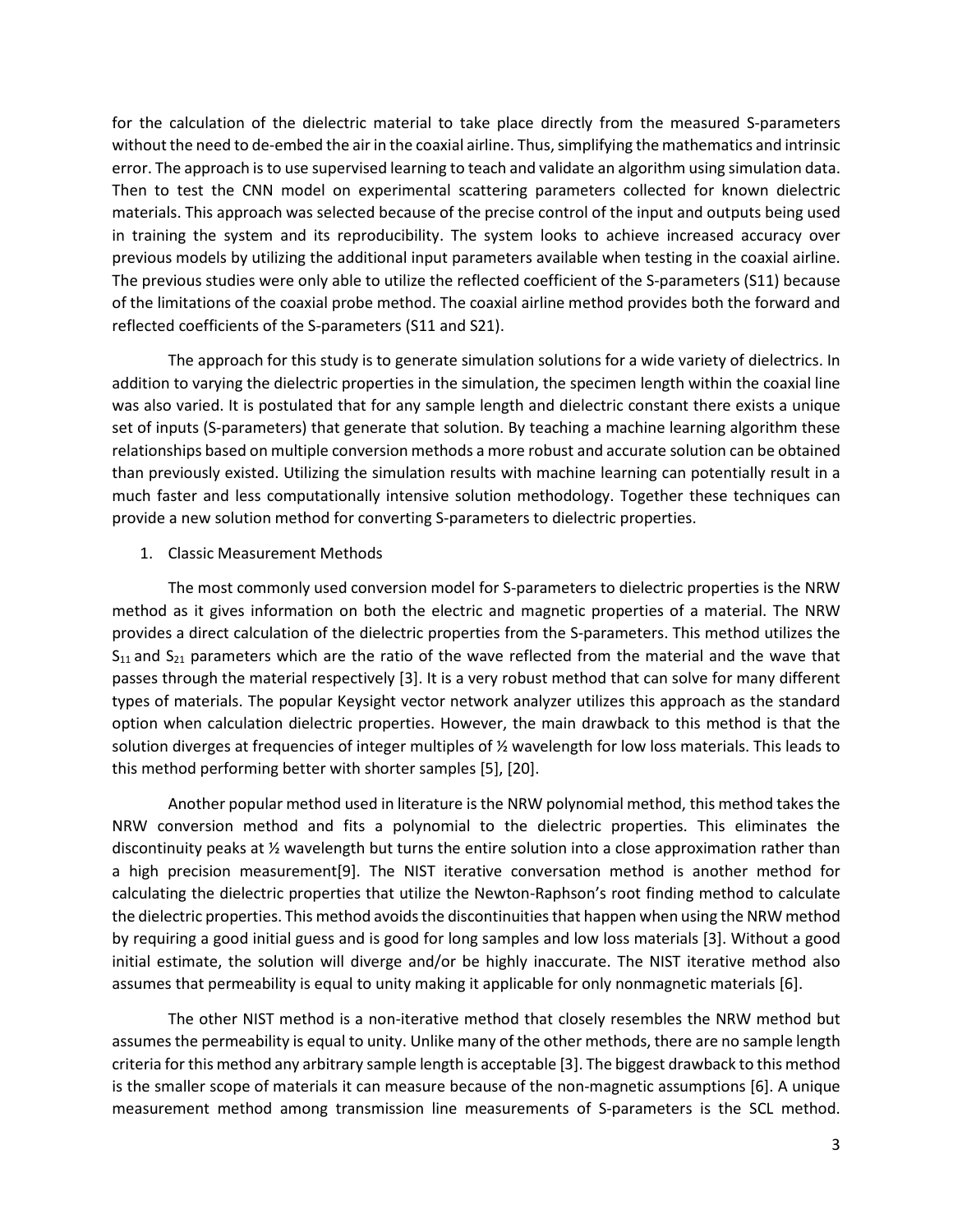for the calculation of the dielectric material to take place directly from the measured S-parameters without the need to de-embed the air in the coaxial airline. Thus, simplifying the mathematics and intrinsic error. The approach is to use supervised learning to teach and validate an algorithm using simulation data. Then to test the CNN model on experimental scattering parameters collected for known dielectric materials. This approach was selected because of the precise control of the input and outputs being used in training the system and its reproducibility. The system looks to achieve increased accuracy over previous models by utilizing the additional input parameters available when testing in the coaxial airline. The previous studies were only able to utilize the reflected coefficient of the S-parameters (S11) because of the limitations of the coaxial probe method. The coaxial airline method provides both the forward and reflected coefficients of the S-parameters (S11 and S21).

The approach for this study is to generate simulation solutions for a wide variety of dielectrics. In addition to varying the dielectric properties in the simulation, the specimen length within the coaxial line was also varied. It is postulated that for any sample length and dielectric constant there exists a unique set of inputs (S-parameters) that generate that solution. By teaching a machine learning algorithm these relationships based on multiple conversion methods a more robust and accurate solution can be obtained than previously existed. Utilizing the simulation results with machine learning can potentially result in a much faster and less computationally intensive solution methodology. Together these techniques can provide a new solution method for converting S-parameters to dielectric properties.

1. Classic Measurement Methods

The most commonly used conversion model for S-parameters to dielectric properties is the NRW method as it gives information on both the electric and magnetic properties of a material. The NRW provides a direct calculation of the dielectric properties from the S-parameters. This method utilizes the $S_{11}$ and $S_{21}$ parameters which are the ratio of the wave reflected from the material and the wave that passes through the material respectively [3]. It is a very robust method that can solve for many different types of materials. The popular Keysight vector network analyzer utilizes this approach as the standard option when calculation dielectric properties. However, the main drawback to this method is that the solution diverges at frequencies of integer multiples of ½ wavelength for low loss materials. This leads to this method performing better with shorter samples [5], [20].

Another popular method used in literature is the NRW polynomial method, this method takes the NRW conversion method and fits a polynomial to the dielectric properties. This eliminates the discontinuity peaks at ½ wavelength but turns the entire solution into a close approximation rather than a high precision measurement[9]. The NIST iterative conversation method is another method for calculating the dielectric properties that utilize the Newton-Raphson's root finding method to calculate the dielectric properties. This method avoids the discontinuities that happen when using the NRW method by requiring a good initial guess and is good for long samples and low loss materials [3]. Without a good initial estimate, the solution will diverge and/or be highly inaccurate. The NIST iterative method also assumes that permeability is equal to unity making it applicable for only nonmagnetic materials [6].

The other NIST method is a non-iterative method that closely resembles the NRW method but assumes the permeability is equal to unity. Unlike many of the other methods, there are no sample length criteria for this method any arbitrary sample length is acceptable [3]. The biggest drawback to this method is the smaller scope of materials it can measure because of the non-magnetic assumptions [6]. A unique measurement method among transmission line measurements of S-parameters is the SCL method.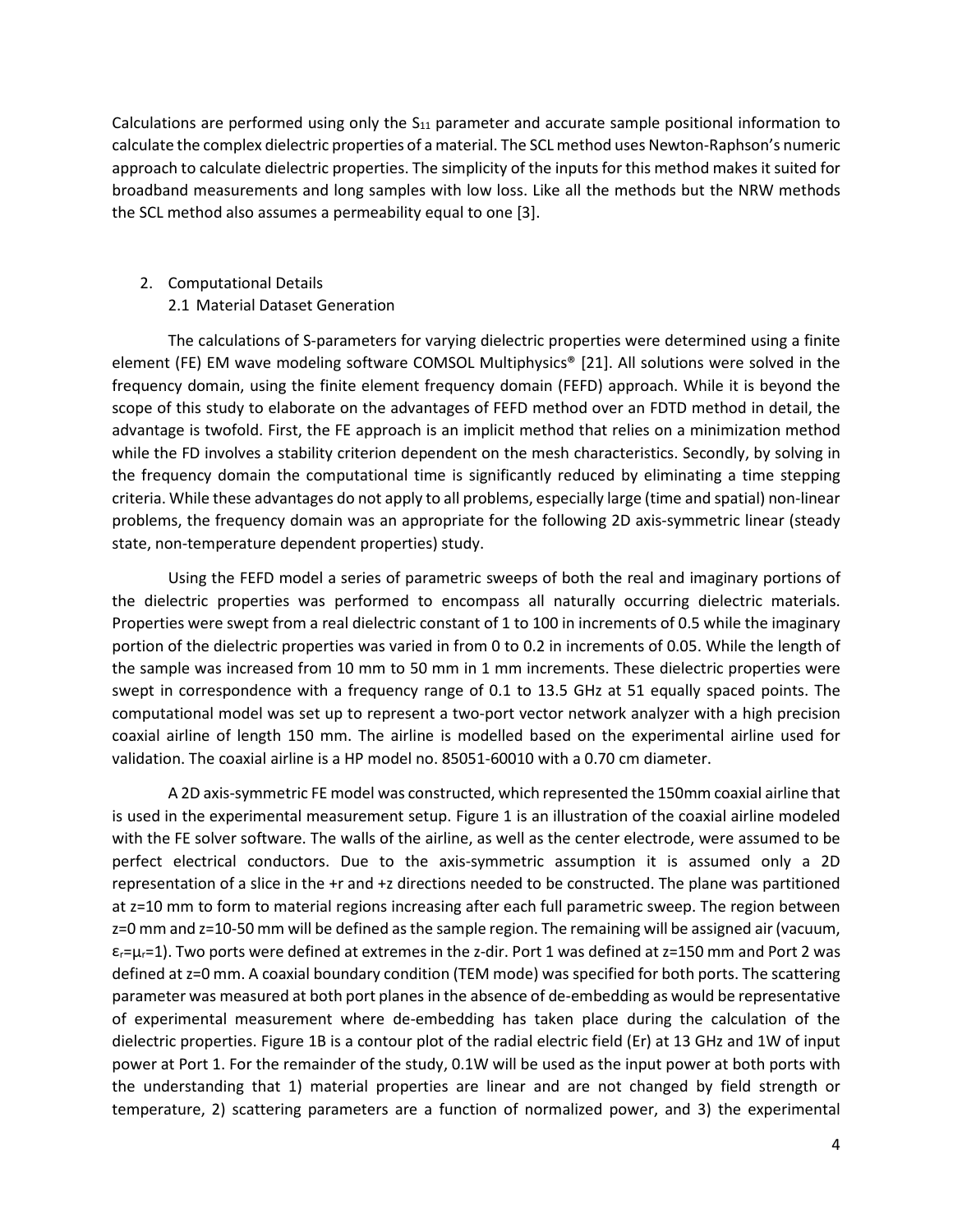Calculations are performed using only the $S_{11}$ parameter and accurate sample positional information to calculate the complex dielectric properties of a material. The SCL method uses Newton-Raphson's numeric approach to calculate dielectric properties. The simplicity of the inputs for this method makes it suited for broadband measurements and long samples with low loss. Like all the methods but the NRW methods the SCL method also assumes a permeability equal to one [3].

## 2. Computational Details

### 2.1 Material Dataset Generation

The calculations of S-parameters for varying dielectric properties were determined using a finite element (FE) EM wave modeling software COMSOL Multiphysics® [21]. All solutions were solved in the frequency domain, using the finite element frequency domain (FEFD) approach. While it is beyond the scope of this study to elaborate on the advantages of FEFD method over an FDTD method in detail, the advantage is twofold. First, the FE approach is an implicit method that relies on a minimization method while the FD involves a stability criterion dependent on the mesh characteristics. Secondly, by solving in the frequency domain the computational time is significantly reduced by eliminating a time stepping criteria. While these advantages do not apply to all problems, especially large (time and spatial) non-linear problems, the frequency domain was an appropriate for the following 2D axis-symmetric linear (steady state, non-temperature dependent properties) study.

Using the FEFD model a series of parametric sweeps of both the real and imaginary portions of the dielectric properties was performed to encompass all naturally occurring dielectric materials. Properties were swept from a real dielectric constant of 1 to 100 in increments of 0.5 while the imaginary portion of the dielectric properties was varied in from 0 to 0.2 in increments of 0.05. While the length of the sample was increased from 10 mm to 50 mm in 1 mm increments. These dielectric properties were swept in correspondence with a frequency range of 0.1 to 13.5 GHz at 51 equally spaced points. The computational model was set up to represent a two-port vector network analyzer with a high precision coaxial airline of length 150 mm. The airline is modelled based on the experimental airline used for validation. The coaxial airline is a HP model no. 85051-60010 with a 0.70 cm diameter.

A 2D axis-symmetric FE model was constructed, which represented the 150mm coaxial airline that is used in the experimental measurement setup. Figure 1 is an illustration of the coaxial airline modeled with the FE solver software. The walls of the airline, as well as the center electrode, were assumed to be perfect electrical conductors. Due to the axis-symmetric assumption it is assumed only a 2D representation of a slice in the +r and +z directions needed to be constructed. The plane was partitioned at z=10 mm to form to material regions increasing after each full parametric sweep. The region between z=0 mm and z=10-50 mm will be defined as the sample region. The remaining will be assigned air (vacuum, $\varepsilon_r=\mu_r=1$). Two ports were defined at extremes in the z-dir. Port 1 was defined at z=150 mm and Port 2 was defined at z=0 mm. A coaxial boundary condition (TEM mode) was specified for both ports. The scattering parameter was measured at both port planes in the absence of de-embedding as would be representative of experimental measurement where de-embedding has taken place during the calculation of the dielectric properties. Figure 1B is a contour plot of the radial electric field ($E_r$) at 13 GHz and 1W of input power at Port 1. For the remainder of the study, 0.1W will be used as the input power at both ports with the understanding that 1) material properties are linear and are not changed by field strength or temperature, 2) scattering parameters are a function of normalized power, and 3) the experimental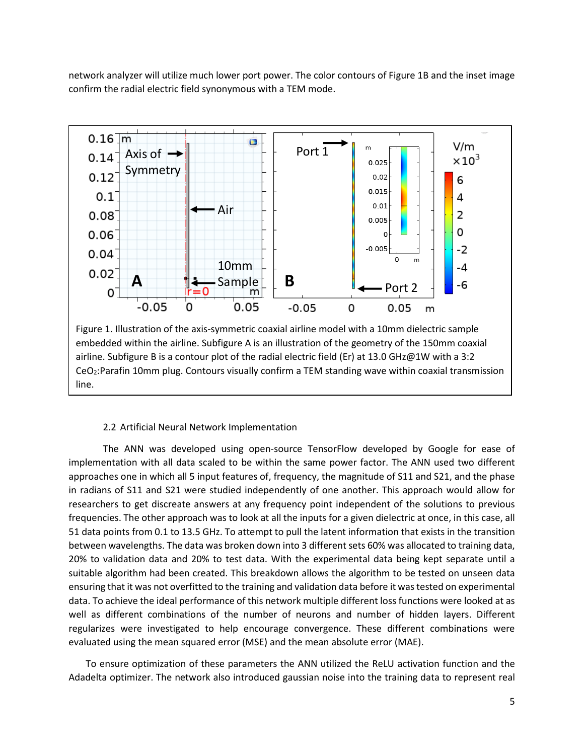network analyzer will utilize much lower port power. The color contours of Figure 1B and the inset image confirm the radial electric field synonymous with a TEM mode.

Figure 1. Illustration of the axis-symmetric coaxial airline model with a 10mm dielectric sample embedded within the airline. Subfigure A is an illustration of the geometry of the 150mm coaxial airline. Subfigure B is a contour plot of the radial electric field (Er) at 13.0 GHz@1W with a 3:2 $CeO_2$:Parafin 10mm plug. Contours visually confirm a TEM standing wave within coaxial transmission line.

### 2.2 Artificial Neural Network Implementation

The ANN was developed using open-source TensorFlow developed by Google for ease of implementation with all data scaled to be within the same power factor. The ANN used two different approaches one in which all 5 input features of, frequency, the magnitude of S11 and S21, and the phase in radians of S11 and S21 were studied independently of one another. This approach would allow for researchers to get discreate answers at any frequency point independent of the solutions to previous frequencies. The other approach was to look at all the inputs for a given dielectric at once, in this case, all 51 data points from 0.1 to 13.5 GHz. To attempt to pull the latent information that exists in the transition between wavelengths. The data was broken down into 3 different sets 60% was allocated to training data, 20% to validation data and 20% to test data. With the experimental data being kept separate until a suitable algorithm had been created. This breakdown allows the algorithm to be tested on unseen data ensuring that it was not overfitted to the training and validation data before it was tested on experimental data. To achieve the ideal performance of this network multiple different loss functions were looked at as well as different combinations of the number of neurons and number of hidden layers. Different regularizes were investigated to help encourage convergence. These different combinations were evaluated using the mean squared error (MSE) and the mean absolute error (MAE).

To ensure optimization of these parameters the ANN utilized the ReLU activation function and the Adadelta optimizer. The network also introduced gaussian noise into the training data to represent real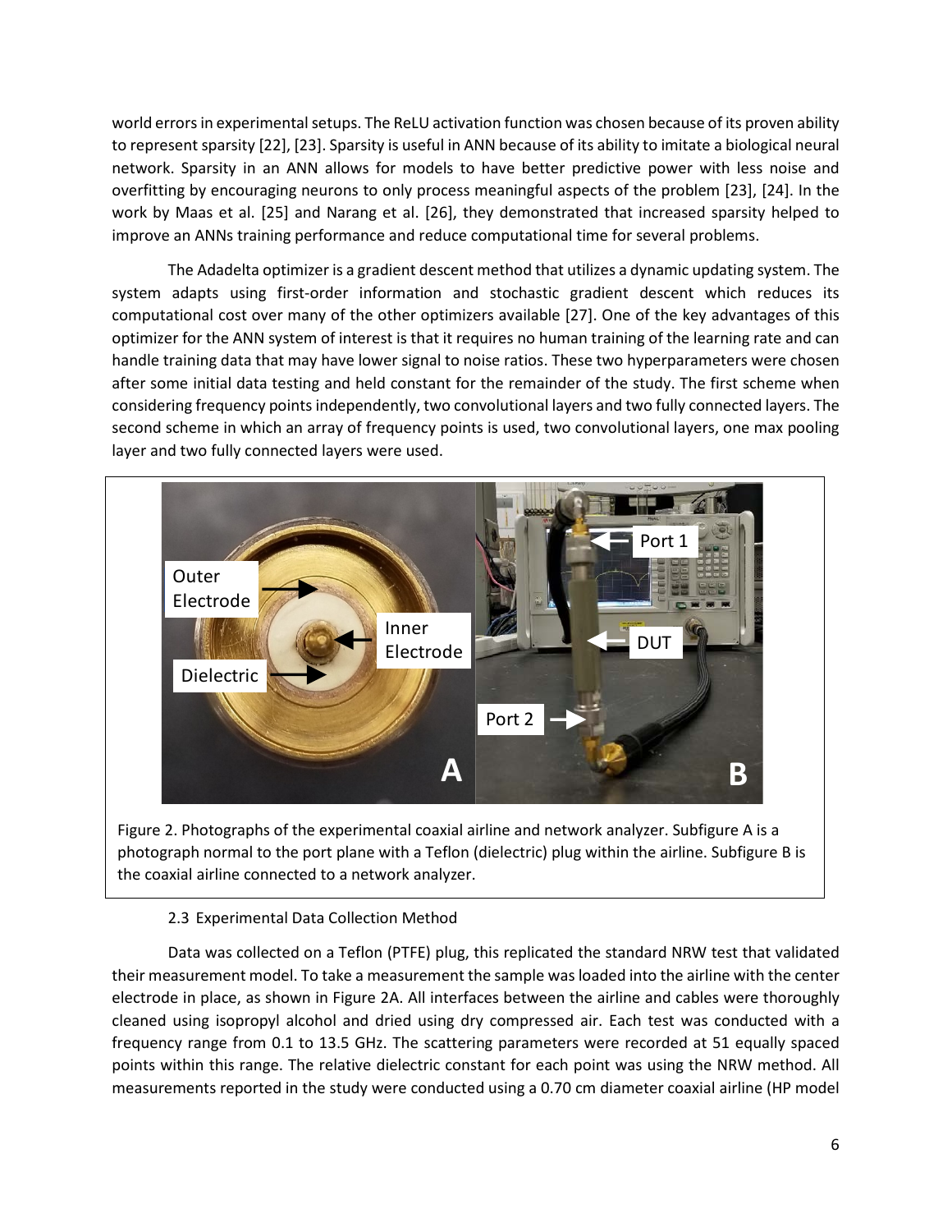world errors in experimental setups. The ReLU activation function was chosen because of its proven ability to represent sparsity [22], [23]. Sparsity is useful in ANN because of its ability to imitate a biological neural network. Sparsity in an ANN allows for models to have better predictive power with less noise and overfitting by encouraging neurons to only process meaningful aspects of the problem [23], [24]. In the work by Maas et al. [25] and Narang et al. [26], they demonstrated that increased sparsity helped to improve an ANNs training performance and reduce computational time for several problems.

The Adadelta optimizer is a gradient descent method that utilizes a dynamic updating system. The system adapts using first-order information and stochastic gradient descent which reduces its computational cost over many of the other optimizers available [27]. One of the key advantages of this optimizer for the ANN system of interest is that it requires no human training of the learning rate and can handle training data that may have lower signal to noise ratios. These two hyperparameters were chosen after some initial data testing and held constant for the remainder of the study. The first scheme when considering frequency points independently, two convolutional layers and two fully connected layers. The second scheme in which an array of frequency points is used, two convolutional layers, one max pooling layer and two fully connected layers were used.

Figure 2. Photographs of the experimental coaxial airline and network analyzer. Subfigure A is a photograph normal to the port plane with a Teflon (dielectric) plug within the airline. Subfigure B is the coaxial airline connected to a network analyzer.

### 2.3 Experimental Data Collection Method

Data was collected on a Teflon (PTFE) plug, this replicated the standard NRW test that validated their measurement model. To take a measurement the sample was loaded into the airline with the center electrode in place, as shown in Figure 2A. All interfaces between the airline and cables were thoroughly cleaned using isopropyl alcohol and dried using dry compressed air. Each test was conducted with a frequency range from 0.1 to 13.5 GHz. The scattering parameters were recorded at 51 equally spaced points within this range. The relative dielectric constant for each point was using the NRW method. All measurements reported in the study were conducted using a 0.70 cm diameter coaxial airline (HP model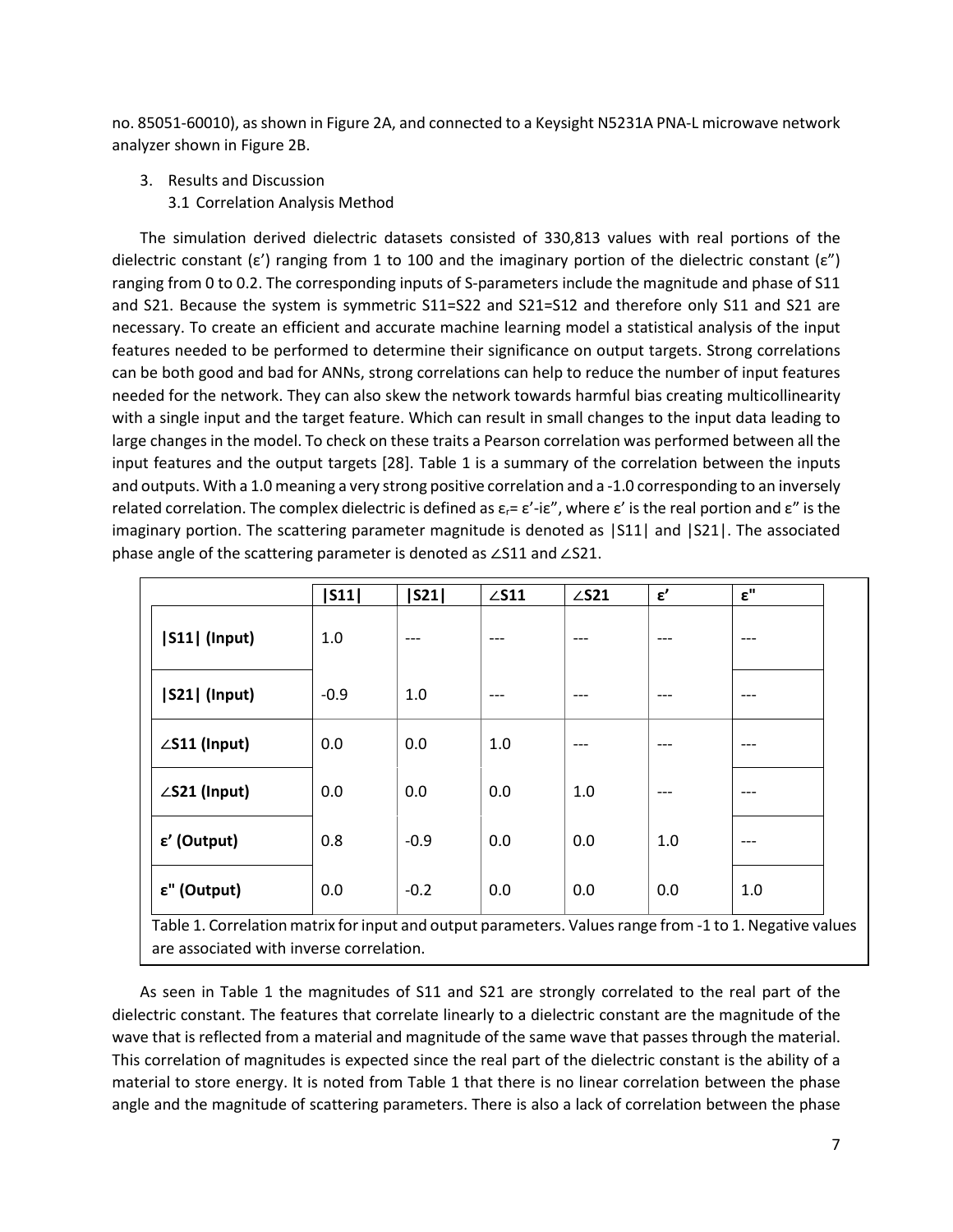no. 85051-60010), as shown in Figure 2A, and connected to a Keysight N5231A PNA-L microwave network analyzer shown in Figure 2B.

## 3. Results and Discussion

### 3.1 Correlation Analysis Method

The simulation derived dielectric datasets consisted of 330,813 values with real portions of the dielectric constant (ε') ranging from 1 to 100 and the imaginary portion of the dielectric constant (ε") ranging from 0 to 0.2. The corresponding inputs of S-parameters include the magnitude and phase of S11 and S21. Because the system is symmetric S11=S22 and S21=S12 and therefore only S11 and S21 are necessary. To create an efficient and accurate machine learning model a statistical analysis of the input features needed to be performed to determine their significance on output targets. Strong correlations can be both good and bad for ANNs, strong correlations can help to reduce the number of input features needed for the network. They can also skew the network towards harmful bias creating multicollinearity with a single input and the target feature. Which can result in small changes to the input data leading to large changes in the model. To check on these traits a Pearson correlation was performed between all the input features and the output targets [28]. Table 1 is a summary of the correlation between the inputs and outputs. With a 1.0 meaning a very strong positive correlation and a -1.0 corresponding to an inversely related correlation. The complex dielectric is defined as $\varepsilon_r = \varepsilon' - i\varepsilon''$, where ε' is the real portion and ε" is the imaginary portion. The scattering parameter magnitude is denoted as |S11| and |S21|. The associated phase angle of the scattering parameter is denoted as ∠S11 and ∠S21.

| | \|S11\| | \|S21\| | ∠S11 | ∠S21 | ε' | ε" |
|---|---|---|---|---|---|---|
| **\|S11\| (Input)** | 1.0 | --- | --- | --- | --- | --- |
| **\|S21\| (Input)** | -0.9 | 1.0 | --- | --- | --- | --- |
| **∠S11 (Input)** | 0.0 | 0.0 | 1.0 | --- | --- | --- |
| **∠S21 (Input)** | 0.0 | 0.0 | 0.0 | 1.0 | --- | --- |
| **ε' (Output)** | 0.8 | -0.9 | 0.0 | 0.0 | 1.0 | --- |
| **ε" (Output)** | 0.0 | -0.2 | 0.0 | 0.0 | 0.0 | 1.0 |

Table 1. Correlation matrix for input and output parameters. Values range from -1 to 1. Negative values are associated with inverse correlation.

As seen in Table 1 the magnitudes of S11 and S21 are strongly correlated to the real part of the dielectric constant. The features that correlate linearly to a dielectric constant are the magnitude of the wave that is reflected from a material and magnitude of the same wave that passes through the material. This correlation of magnitudes is expected since the real part of the dielectric constant is the ability of a material to store energy. It is noted from Table 1 that there is no linear correlation between the phase angle and the magnitude of scattering parameters. There is also a lack of correlation between the phase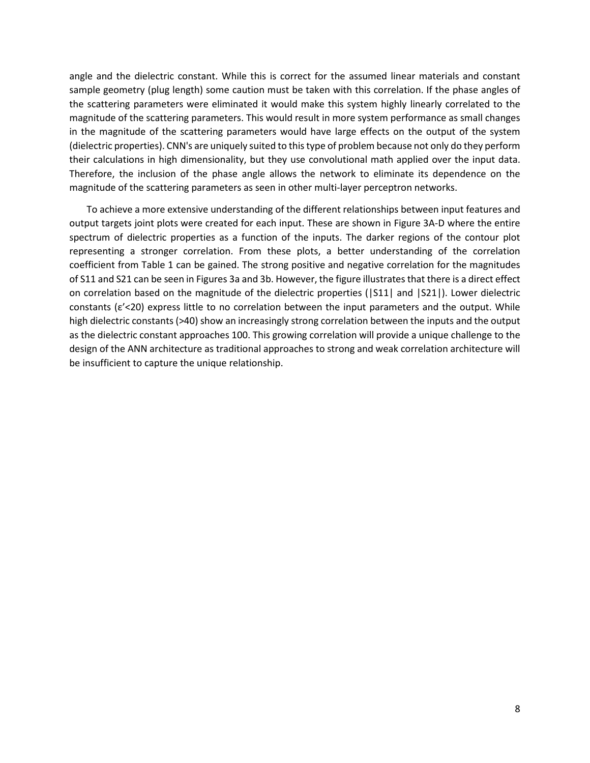angle and the dielectric constant. While this is correct for the assumed linear materials and constant sample geometry (plug length) some caution must be taken with this correlation. If the phase angles of the scattering parameters were eliminated it would make this system highly linearly correlated to the magnitude of the scattering parameters. This would result in more system performance as small changes in the magnitude of the scattering parameters would have large effects on the output of the system (dielectric properties). CNN's are uniquely suited to this type of problem because not only do they perform their calculations in high dimensionality, but they use convolutional math applied over the input data. Therefore, the inclusion of the phase angle allows the network to eliminate its dependence on the magnitude of the scattering parameters as seen in other multi-layer perceptron networks.

To achieve a more extensive understanding of the different relationships between input features and output targets joint plots were created for each input. These are shown in Figure 3A-D where the entire spectrum of dielectric properties as a function of the inputs. The darker regions of the contour plot representing a stronger correlation. From these plots, a better understanding of the correlation coefficient from Table 1 can be gained. The strong positive and negative correlation for the magnitudes of S11 and S21 can be seen in Figures 3a and 3b. However, the figure illustrates that there is a direct effect on correlation based on the magnitude of the dielectric properties (|S11| and |S21|). Lower dielectric constants ($\varepsilon'<20$) express little to no correlation between the input parameters and the output. While high dielectric constants (>40) show an increasingly strong correlation between the inputs and the output as the dielectric constant approaches 100. This growing correlation will provide a unique challenge to the design of the ANN architecture as traditional approaches to strong and weak correlation architecture will be insufficient to capture the unique relationship.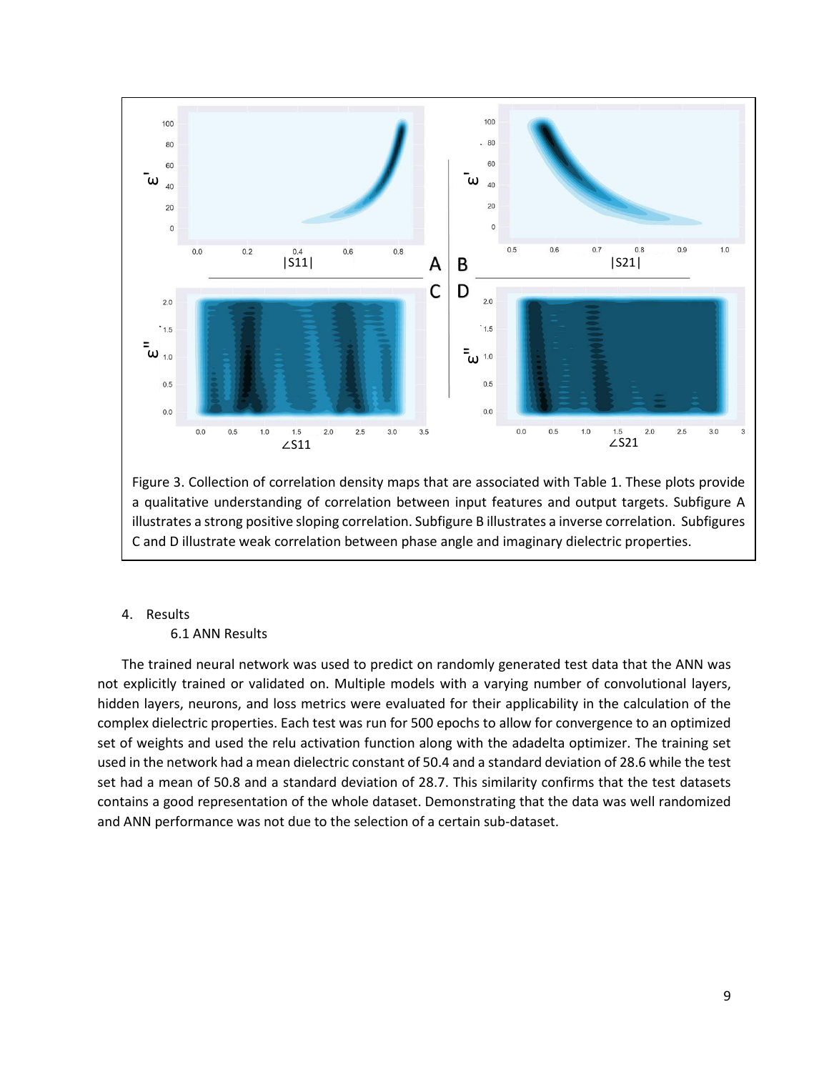Figure 3. Collection of correlation density maps that are associated with Table 1. These plots provide a qualitative understanding of correlation between input features and output targets. Subfigure A illustrates a strong positive sloping correlation. Subfigure B illustrates a inverse correlation. Subfigures C and D illustrate weak correlation between phase angle and imaginary dielectric properties.

4. Results

### 6.1 ANN Results

The trained neural network was used to predict on randomly generated test data that the ANN was not explicitly trained or validated on. Multiple models with a varying number of convolutional layers, hidden layers, neurons, and loss metrics were evaluated for their applicability in the calculation of the complex dielectric properties. Each test was run for 500 epochs to allow for convergence to an optimized set of weights and used the relu activation function along with the adadelta optimizer. The training set used in the network had a mean dielectric constant of 50.4 and a standard deviation of 28.6 while the test set had a mean of 50.8 and a standard deviation of 28.7. This similarity confirms that the test datasets contains a good representation of the whole dataset. Demonstrating that the data was well randomized and ANN performance was not due to the selection of a certain sub-dataset.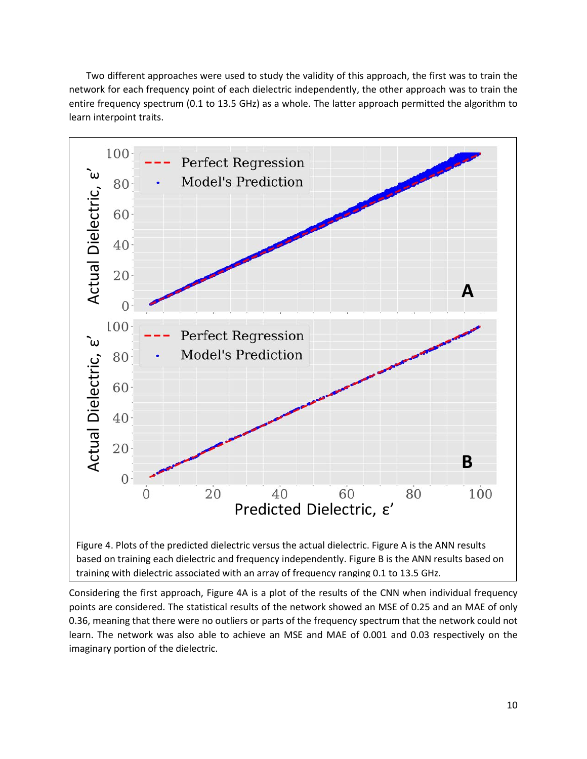Two different approaches were used to study the validity of this approach, the first was to train the network for each frequency point of each dielectric independently, the other approach was to train the entire frequency spectrum (0.1 to 13.5 GHz) as a whole. The latter approach permitted the algorithm to learn interpoint traits.

Figure 4. Plots of the predicted dielectric versus the actual dielectric. Figure A is the ANN results based on training each dielectric and frequency independently. Figure B is the ANN results based on training with dielectric associated with an array of frequency ranging 0.1 to 13.5 GHz.

Considering the first approach, Figure 4A is a plot of the results of the CNN when individual frequency points are considered. The statistical results of the network showed an MSE of 0.25 and an MAE of only 0.36, meaning that there were no outliers or parts of the frequency spectrum that the network could not learn. The network was also able to achieve an MSE and MAE of 0.001 and 0.03 respectively on the imaginary portion of the dielectric.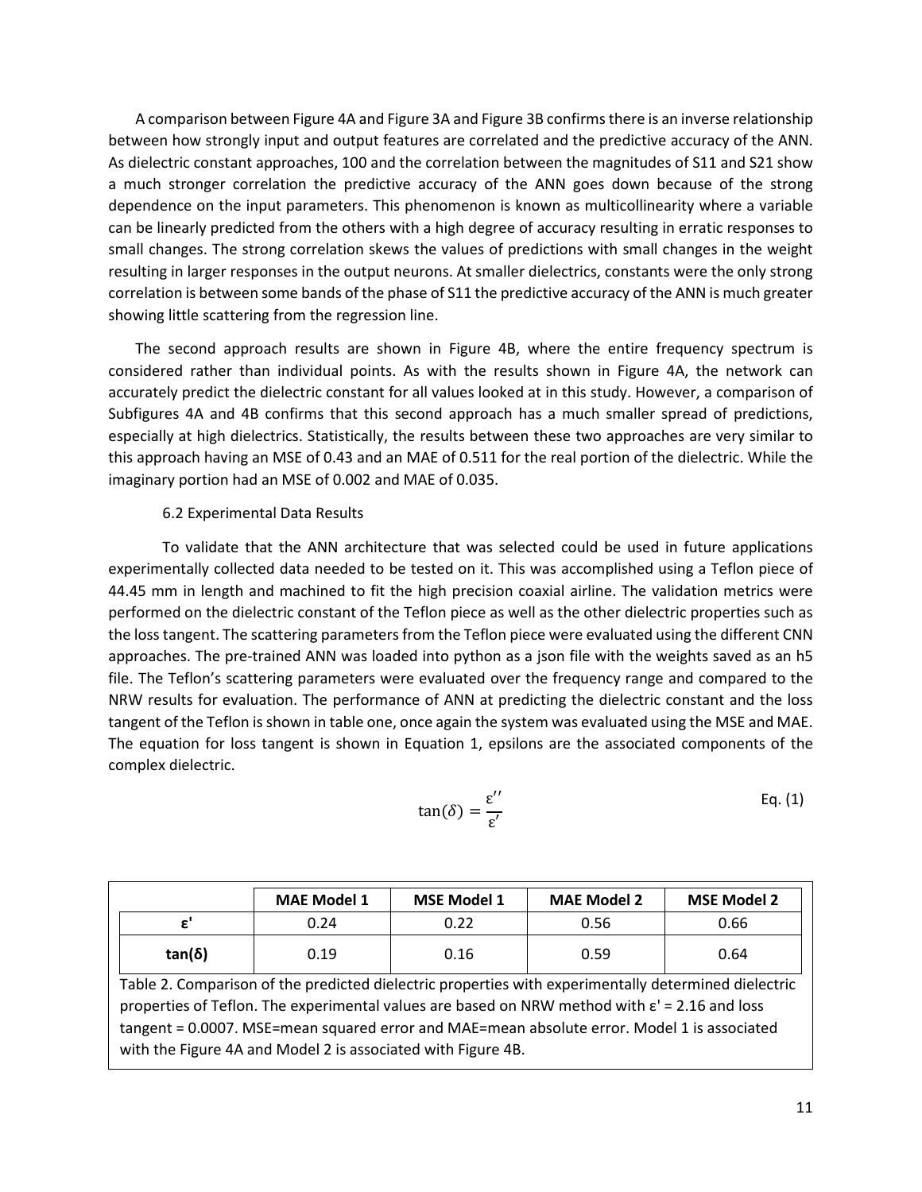A comparison between Figure 4A and Figure 3A and Figure 3B confirms there is an inverse relationship between how strongly input and output features are correlated and the predictive accuracy of the ANN. As dielectric constant approaches, 100 and the correlation between the magnitudes of S11 and S21 show a much stronger correlation the predictive accuracy of the ANN goes down because of the strong dependence on the input parameters. This phenomenon is known as multicollinearity where a variable can be linearly predicted from the others with a high degree of accuracy resulting in erratic responses to small changes. The strong correlation skews the values of predictions with small changes in the weight resulting in larger responses in the output neurons. At smaller dielectrics, constants were the only strong correlation is between some bands of the phase of S11 the predictive accuracy of the ANN is much greater showing little scattering from the regression line.

The second approach results are shown in Figure 4B, where the entire frequency spectrum is considered rather than individual points. As with the results shown in Figure 4A, the network can accurately predict the dielectric constant for all values looked at in this study. However, a comparison of Subfigures 4A and 4B confirms that this second approach has a much smaller spread of predictions, especially at high dielectrics. Statistically, the results between these two approaches are very similar to this approach having an MSE of 0.43 and an MAE of 0.511 for the real portion of the dielectric. While the imaginary portion had an MSE of 0.002 and MAE of 0.035.

### 6.2 Experimental Data Results

To validate that the ANN architecture that was selected could be used in future applications experimentally collected data needed to be tested on it. This was accomplished using a Teflon piece of 44.45 mm in length and machined to fit the high precision coaxial airline. The validation metrics were performed on the dielectric constant of the Teflon piece as well as the other dielectric properties such as the loss tangent. The scattering parameters from the Teflon piece were evaluated using the different CNN approaches. The pre-trained ANN was loaded into python as a json file with the weights saved as an h5 file. The Teflon's scattering parameters were evaluated over the frequency range and compared to the NRW results for evaluation. The performance of ANN at predicting the dielectric constant and the loss tangent of the Teflon is shown in table one, once again the system was evaluated using the MSE and MAE. The equation for loss tangent is shown in Equation 1, epsilons are the associated components of the complex dielectric.

$$\tan(\delta) = \frac{\varepsilon''}{\varepsilon'} \qquad \text{Eq. (1)}$$

| | MAE Model 1 | MSE Model 1 | MAE Model 2 | MSE Model 2 |
|---|---|---|---|---|
| **ε'** | 0.24 | 0.22 | 0.56 | 0.66 |
| **tan(δ)** | 0.19 | 0.16 | 0.59 | 0.64 |

Table 2. Comparison of the predicted dielectric properties with experimentally determined dielectric properties of Teflon. The experimental values are based on NRW method with ε' = 2.16 and loss tangent = 0.0007. MSE=mean squared error and MAE=mean absolute error. Model 1 is associated with the Figure 4A and Model 2 is associated with Figure 4B.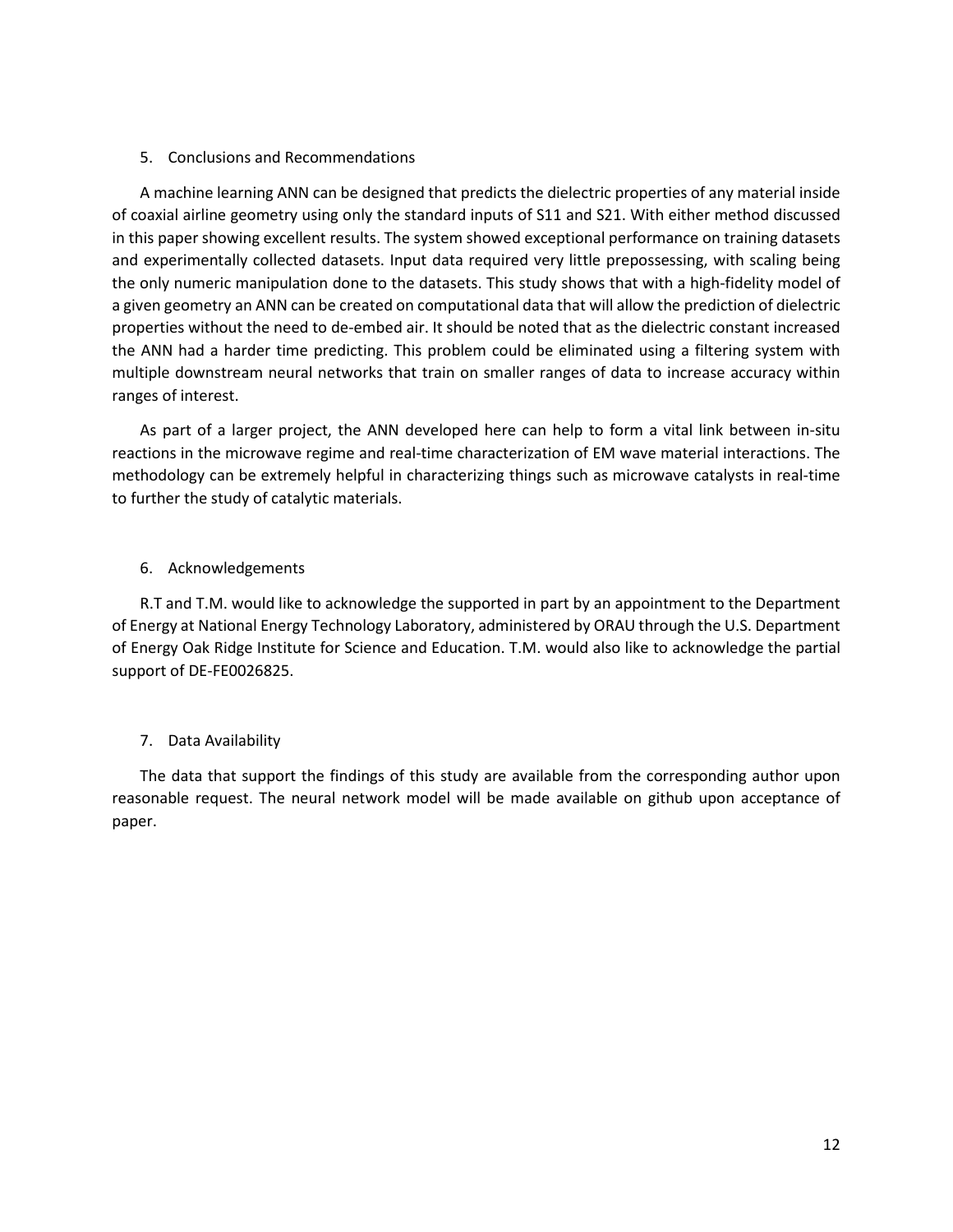## 5. Conclusions and Recommendations

A machine learning ANN can be designed that predicts the dielectric properties of any material inside of coaxial airline geometry using only the standard inputs of S11 and S21. With either method discussed in this paper showing excellent results. The system showed exceptional performance on training datasets and experimentally collected datasets. Input data required very little prepossessing, with scaling being the only numeric manipulation done to the datasets. This study shows that with a high-fidelity model of a given geometry an ANN can be created on computational data that will allow the prediction of dielectric properties without the need to de-embed air. It should be noted that as the dielectric constant increased the ANN had a harder time predicting. This problem could be eliminated using a filtering system with multiple downstream neural networks that train on smaller ranges of data to increase accuracy within ranges of interest.

As part of a larger project, the ANN developed here can help to form a vital link between in-situ reactions in the microwave regime and real-time characterization of EM wave material interactions. The methodology can be extremely helpful in characterizing things such as microwave catalysts in real-time to further the study of catalytic materials.

## 6. Acknowledgements

R.T and T.M. would like to acknowledge the supported in part by an appointment to the Department of Energy at National Energy Technology Laboratory, administered by ORAU through the U.S. Department of Energy Oak Ridge Institute for Science and Education. T.M. would also like to acknowledge the partial support of DE-FE0026825.

## 7. Data Availability

The data that support the findings of this study are available from the corresponding author upon reasonable request. The neural network model will be made available on github upon acceptance of paper.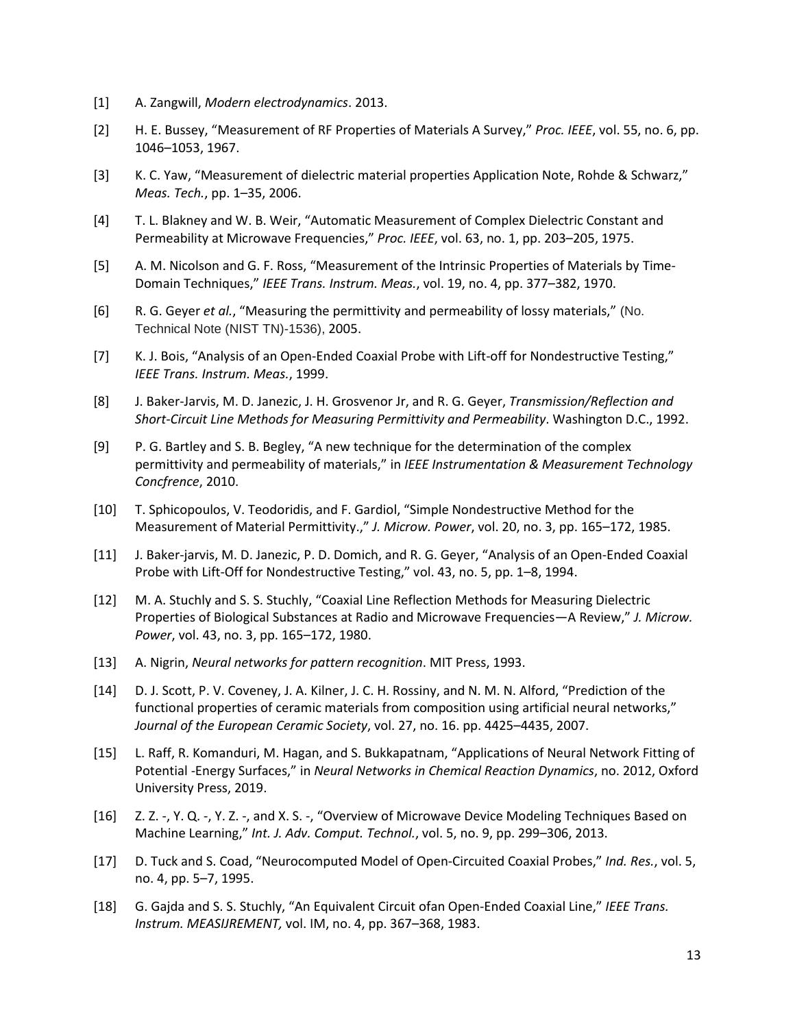[1] A. Zangwill, *Modern electrodynamics*. 2013.

[2] H. E. Bussey, "Measurement of RF Properties of Materials A Survey," *Proc. IEEE*, vol. 55, no. 6, pp. 1046–1053, 1967.

[3] K. C. Yaw, "Measurement of dielectric material properties Application Note, Rohde & Schwarz," *Meas. Tech.*, pp. 1–35, 2006.

[4] T. L. Blakney and W. B. Weir, "Automatic Measurement of Complex Dielectric Constant and Permeability at Microwave Frequencies," *Proc. IEEE*, vol. 63, no. 1, pp. 203–205, 1975.

[5] A. M. Nicolson and G. F. Ross, "Measurement of the Intrinsic Properties of Materials by Time-Domain Techniques," *IEEE Trans. Instrum. Meas.*, vol. 19, no. 4, pp. 377–382, 1970.

[6] R. G. Geyer *et al.*, "Measuring the permittivity and permeability of lossy materials," (No. Technical Note (NIST TN)-1536), 2005.

[7] K. J. Bois, "Analysis of an Open-Ended Coaxial Probe with Lift-off for Nondestructive Testing," *IEEE Trans. Instrum. Meas.*, 1999.

[8] J. Baker-Jarvis, M. D. Janezic, J. H. Grosvenor Jr, and R. G. Geyer, *Transmission/Reflection and Short-Circuit Line Methods for Measuring Permittivity and Permeability*. Washington D.C., 1992.

[9] P. G. Bartley and S. B. Begley, "A new technique for the determination of the complex permittivity and permeability of materials," in *IEEE Instrumentation & Measurement Technology Concfrence*, 2010.

[10] T. Sphicopoulos, V. Teodoridis, and F. Gardiol, "Simple Nondestructive Method for the Measurement of Material Permittivity.," *J. Microw. Power*, vol. 20, no. 3, pp. 165–172, 1985.

[11] J. Baker-jarvis, M. D. Janezic, P. D. Domich, and R. G. Geyer, "Analysis of an Open-Ended Coaxial Probe with Lift-Off for Nondestructive Testing," vol. 43, no. 5, pp. 1–8, 1994.

[12] M. A. Stuchly and S. S. Stuchly, "Coaxial Line Reflection Methods for Measuring Dielectric Properties of Biological Substances at Radio and Microwave Frequencies—A Review," *J. Microw. Power*, vol. 43, no. 3, pp. 165–172, 1980.

[13] A. Nigrin, *Neural networks for pattern recognition*. MIT Press, 1993.

[14] D. J. Scott, P. V. Coveney, J. A. Kilner, J. C. H. Rossiny, and N. M. N. Alford, "Prediction of the functional properties of ceramic materials from composition using artificial neural networks," *Journal of the European Ceramic Society*, vol. 27, no. 16. pp. 4425–4435, 2007.

[15] L. Raff, R. Komanduri, M. Hagan, and S. Bukkapatnam, "Applications of Neural Network Fitting of Potential -Energy Surfaces," in *Neural Networks in Chemical Reaction Dynamics*, no. 2012, Oxford University Press, 2019.

[16] Z. Z. -, Y. Q. -, Y. Z. -, and X. S. -, "Overview of Microwave Device Modeling Techniques Based on Machine Learning," *Int. J. Adv. Comput. Technol.*, vol. 5, no. 9, pp. 299–306, 2013.

[17] D. Tuck and S. Coad, "Neurocomputed Model of Open-Circuited Coaxial Probes," *Ind. Res.*, vol. 5, no. 4, pp. 5–7, 1995.

[18] G. Gajda and S. S. Stuchly, "An Equivalent Circuit ofan Open-Ended Coaxial Line," *IEEE Trans. Instrum. MEASIJREMENT,* vol. IM, no. 4, pp. 367–368, 1983.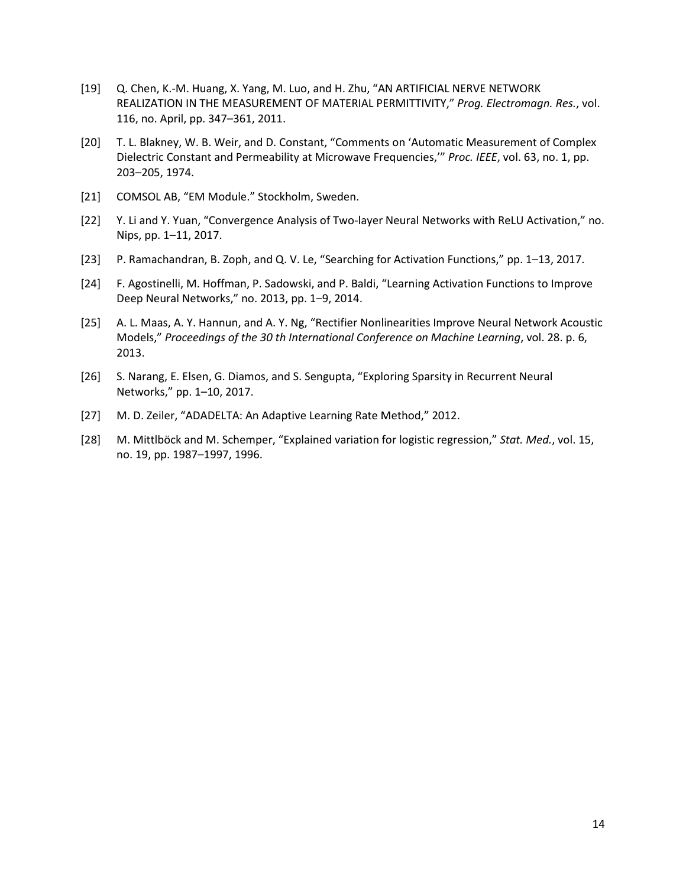[19] Q. Chen, K.-M. Huang, X. Yang, M. Luo, and H. Zhu, "AN ARTIFICIAL NERVE NETWORK REALIZATION IN THE MEASUREMENT OF MATERIAL PERMITTIVITY," *Prog. Electromagn. Res.*, vol. 116, no. April, pp. 347–361, 2011.

[20] T. L. Blakney, W. B. Weir, and D. Constant, "Comments on 'Automatic Measurement of Complex Dielectric Constant and Permeability at Microwave Frequencies,'" *Proc. IEEE*, vol. 63, no. 1, pp. 203–205, 1974.

[21] COMSOL AB, "EM Module." Stockholm, Sweden.

[22] Y. Li and Y. Yuan, "Convergence Analysis of Two-layer Neural Networks with ReLU Activation," no. Nips, pp. 1–11, 2017.

[23] P. Ramachandran, B. Zoph, and Q. V. Le, "Searching for Activation Functions," pp. 1–13, 2017.

[24] F. Agostinelli, M. Hoffman, P. Sadowski, and P. Baldi, "Learning Activation Functions to Improve Deep Neural Networks," no. 2013, pp. 1–9, 2014.

[25] A. L. Maas, A. Y. Hannun, and A. Y. Ng, "Rectifier Nonlinearities Improve Neural Network Acoustic Models," *Proceedings of the 30 th International Conference on Machine Learning*, vol. 28. p. 6, 2013.

[26] S. Narang, E. Elsen, G. Diamos, and S. Sengupta, "Exploring Sparsity in Recurrent Neural Networks," pp. 1–10, 2017.

[27] M. D. Zeiler, "ADADELTA: An Adaptive Learning Rate Method," 2012.

[28] M. Mittlböck and M. Schemper, "Explained variation for logistic regression," *Stat. Med.*, vol. 15, no. 19, pp. 1987–1997, 1996.